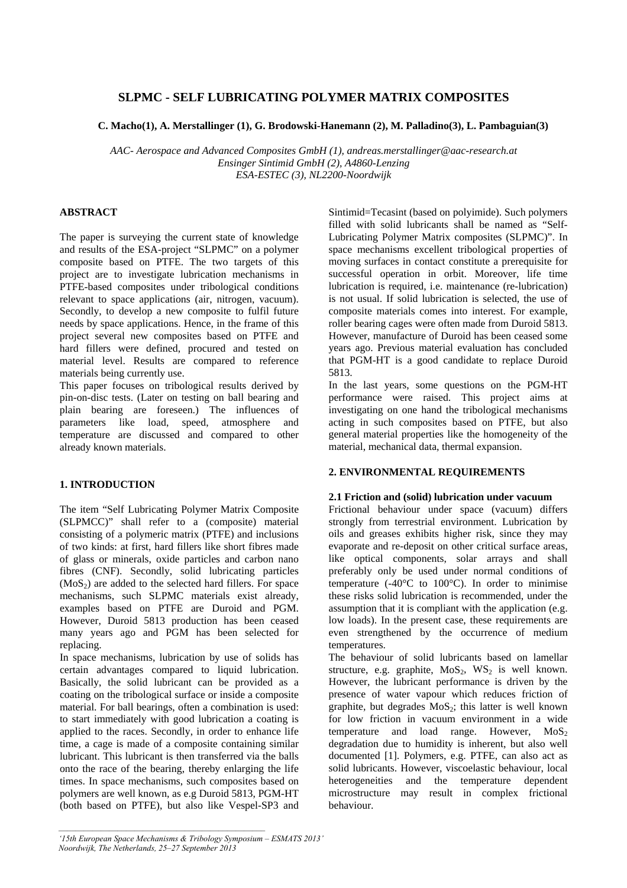# SLPMC - SELF LUBRICATING POLYMER MATRIX COMPOSITES

**C. Macho(1), A. Merstallinger (1), G. Brodowski-Hanemann (2), M. Palladino(3), L. Pambaguian(3)**

*AAC- Aerospace and Advanced Composites GmbH (1), andreas.merstallinger@aac-research.at*
*Ensinger Sintimid GmbH (2), A4860-Lenzing*
*ESA-ESTEC (3), NL2200-Noordwijk*

## ABSTRACT

The paper is surveying the current state of knowledge and results of the ESA-project "SLPMC" on a polymer composite based on PTFE. The two targets of this project are to investigate lubrication mechanisms in PTFE-based composites under tribological conditions relevant to space applications (air, nitrogen, vacuum). Secondly, to develop a new composite to fulfil future needs by space applications. Hence, in the frame of this project several new composites based on PTFE and hard fillers were defined, procured and tested on material level. Results are compared to reference materials being currently use.

This paper focuses on tribological results derived by pin-on-disc tests. (Later on testing on ball bearing and plain bearing are foreseen.) The influences of parameters like load, speed, atmosphere and temperature are discussed and compared to other already known materials.

## 1. INTRODUCTION

The item "Self Lubricating Polymer Matrix Composite (SLPMCC)" shall refer to a (composite) material consisting of a polymeric matrix (PTFE) and inclusions of two kinds: at first, hard fillers like short fibres made of glass or minerals, oxide particles and carbon nano fibres (CNF). Secondly, solid lubricating particles ($MoS_2$) are added to the selected hard fillers. For space mechanisms, such SLPMC materials exist already, examples based on PTFE are Duroid and PGM. However, Duroid 5813 production has been ceased many years ago and PGM has been selected for replacing.

In space mechanisms, lubrication by use of solids has certain advantages compared to liquid lubrication. Basically, the solid lubricant can be provided as a coating on the tribological surface or inside a composite material. For ball bearings, often a combination is used: to start immediately with good lubrication a coating is applied to the races. Secondly, in order to enhance life time, a cage is made of a composite containing similar lubricant. This lubricant is then transferred via the balls onto the race of the bearing, thereby enlarging the life times. In space mechanisms, such composites based on polymers are well known, as e.g Duroid 5813, PGM-HT (both based on PTFE), but also like Vespel-SP3 and Sintimid=Tecasint (based on polyimide). Such polymers filled with solid lubricants shall be named as "Self-Lubricating Polymer Matrix composites (SLPMC)". In space mechanisms excellent tribological properties of moving surfaces in contact constitute a prerequisite for successful operation in orbit. Moreover, life time lubrication is required, i.e. maintenance (re-lubrication) is not usual. If solid lubrication is selected, the use of composite materials comes into interest. For example, roller bearing cages were often made from Duroid 5813. However, manufacture of Duroid has been ceased some years ago. Previous material evaluation has concluded that PGM-HT is a good candidate to replace Duroid 5813.

In the last years, some questions on the PGM-HT performance were raised. This project aims at investigating on one hand the tribological mechanisms acting in such composites based on PTFE, but also general material properties like the homogeneity of the material, mechanical data, thermal expansion.

## 2. ENVIRONMENTAL REQUIREMENTS

### 2.1 Friction and (solid) lubrication under vacuum

Frictional behaviour under space (vacuum) differs strongly from terrestrial environment. Lubrication by oils and greases exhibits higher risk, since they may evaporate and re-deposit on other critical surface areas, like optical components, solar arrays and shall preferably only be used under normal conditions of temperature (-40°C to 100°C). In order to minimise these risks solid lubrication is recommended, under the assumption that it is compliant with the application (e.g. low loads). In the present case, these requirements are even strengthened by the occurrence of medium temperatures.

The behaviour of solid lubricants based on lamellar structure, e.g. graphite, $MoS_2$, $WS_2$ is well known. However, the lubricant performance is driven by the presence of water vapour which reduces friction of graphite, but degrades $MoS_2$; this latter is well known for low friction in vacuum environment in a wide temperature and load range. However, $MoS_2$ degradation due to humidity is inherent, but also well documented [1]. Polymers, e.g. PTFE, can also act as solid lubricants. However, viscoelastic behaviour, local heterogeneities and the temperature dependent microstructure may result in complex frictional behaviour.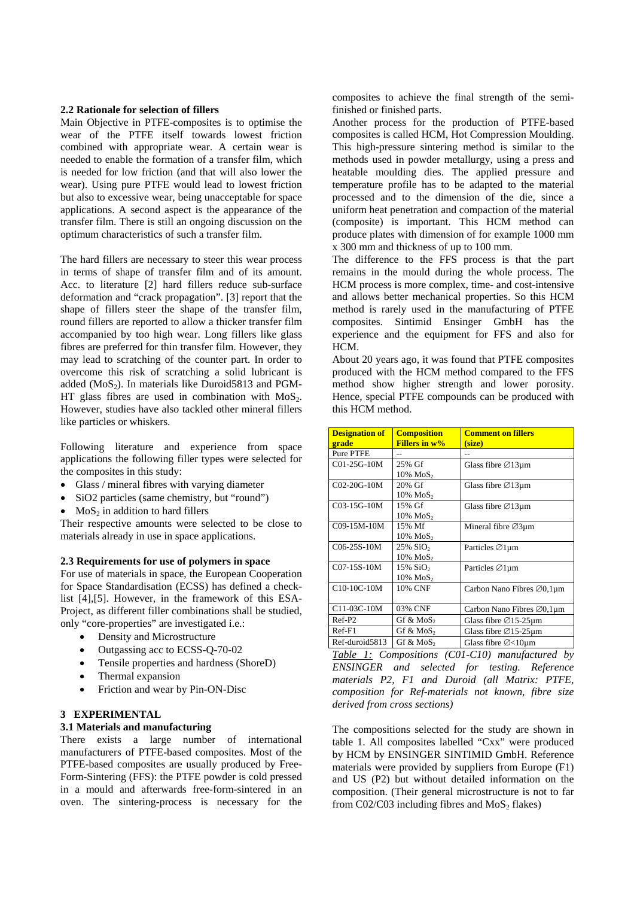### 2.2 Rationale for selection of fillers

Main Objective in PTFE-composites is to optimise the wear of the PTFE itself towards lowest friction combined with appropriate wear. A certain wear is needed to enable the formation of a transfer film, which is needed for low friction (and that will also lower the wear). Using pure PTFE would lead to lowest friction but also to excessive wear, being unacceptable for space applications. A second aspect is the appearance of the transfer film. There is still an ongoing discussion on the optimum characteristics of such a transfer film.

The hard fillers are necessary to steer this wear process in terms of shape of transfer film and of its amount. Acc. to literature [2] hard fillers reduce sub-surface deformation and "crack propagation". [3] report that the shape of fillers steer the shape of the transfer film, round fillers are reported to allow a thicker transfer film accompanied by too high wear. Long fillers like glass fibres are preferred for thin transfer film. However, they may lead to scratching of the counter part. In order to overcome this risk of scratching a solid lubricant is added ($MoS_2$). In materials like Duroid5813 and PGM-HT glass fibres are used in combination with $MoS_2$. However, studies have also tackled other mineral fillers like particles or whiskers.

Following literature and experience from space applications the following filler types were selected for the composites in this study:

- Glass / mineral fibres with varying diameter
- SiO2 particles (same chemistry, but "round")
- $MoS_2$ in addition to hard fillers

Their respective amounts were selected to be close to materials already in use in space applications.

### 2.3 Requirements for use of polymers in space

For use of materials in space, the European Cooperation for Space Standardisation (ECSS) has defined a check-list [4],[5]. However, in the framework of this ESA-Project, as different filler combinations shall be studied, only "core-properties" are investigated i.e.:

- Density and Microstructure
- Outgassing acc to ECSS-Q-70-02
- Tensile properties and hardness (ShoreD)
- Thermal expansion
- Friction and wear by Pin-ON-Disc

## 3 EXPERIMENTAL

### 3.1 Materials and manufacturing

There exists a large number of international manufacturers of PTFE-based composites. Most of the PTFE-based composites are usually produced by Free-Form-Sintering (FFS): the PTFE powder is cold pressed in a mould and afterwards free-form-sintered in an oven. The sintering-process is necessary for the composites to achieve the final strength of the semi-finished or finished parts.

Another process for the production of PTFE-based composites is called HCM, Hot Compression Moulding. This high-pressure sintering method is similar to the methods used in powder metallurgy, using a press and heatable moulding dies. The applied pressure and temperature profile has to be adapted to the material processed and to the dimension of the die, since a uniform heat penetration and compaction of the material (composite) is important. This HCM method can produce plates with dimension of for example 1000 mm x 300 mm and thickness of up to 100 mm.

The difference to the FFS process is that the part remains in the mould during the whole process. The HCM process is more complex, time- and cost-intensive and allows better mechanical properties. So this HCM method is rarely used in the manufacturing of PTFE composites. Sintimid Ensinger GmbH has the experience and the equipment for FFS and also for HCM.

About 20 years ago, it was found that PTFE composites produced with the HCM method compared to the FFS method show higher strength and lower porosity. Hence, special PTFE compounds can be produced with this HCM method.

| Designation of grade | Composition Fillers in w% | Comment on fillers (size) |
|---|---|---|
| Pure PTFE | -- | -- |
| C01-25G-10M | 25% Gf<br>10% $MoS_2$ | Glass fibre ∅13µm |
| C02-20G-10M | 20% Gf<br>10% $MoS_2$ | Glass fibre ∅13µm |
| C03-15G-10M | 15% Gf<br>10% $MoS_2$ | Glass fibre ∅13µm |
| C09-15M-10M | 15% Mf<br>10% $MoS_2$ | Mineral fibre ∅3µm |
| C06-25S-10M | 25% $SiO_2$<br>10% $MoS_2$ | Particles ∅1µm |
| C07-15S-10M | 15% $SiO_2$<br>10% $MoS_2$ | Particles ∅1µm |
| C10-10C-10M | 10% CNF | Carbon Nano Fibres ∅0,1µm |
| C11-03C-10M | 03% CNF | Carbon Nano Fibres ∅0,1µm |
| Ref-P2 | Gf & $MoS_2$ | Glass fibre ∅15-25µm |
| Ref-F1 | Gf & $MoS_2$ | Glass fibre ∅15-25µm |
| Ref-duroid5813 | Gf & $MoS_2$ | Glass fibre ∅<10µm |

*Table 1: Compositions (C01-C10) manufactured by ENSINGER and selected for testing. Reference materials P2, F1 and Duroid (all Matrix: PTFE, composition for Ref-materials not known, fibre size derived from cross sections)*

The compositions selected for the study are shown in table 1. All composites labelled "Cxx" were produced by HCM by ENSINGER SINTIMID GmbH. Reference materials were provided by suppliers from Europe (F1) and US (P2) but without detailed information on the composition. (Their general microstructure is not to far from C02/C03 including fibres and $MoS_2$ flakes)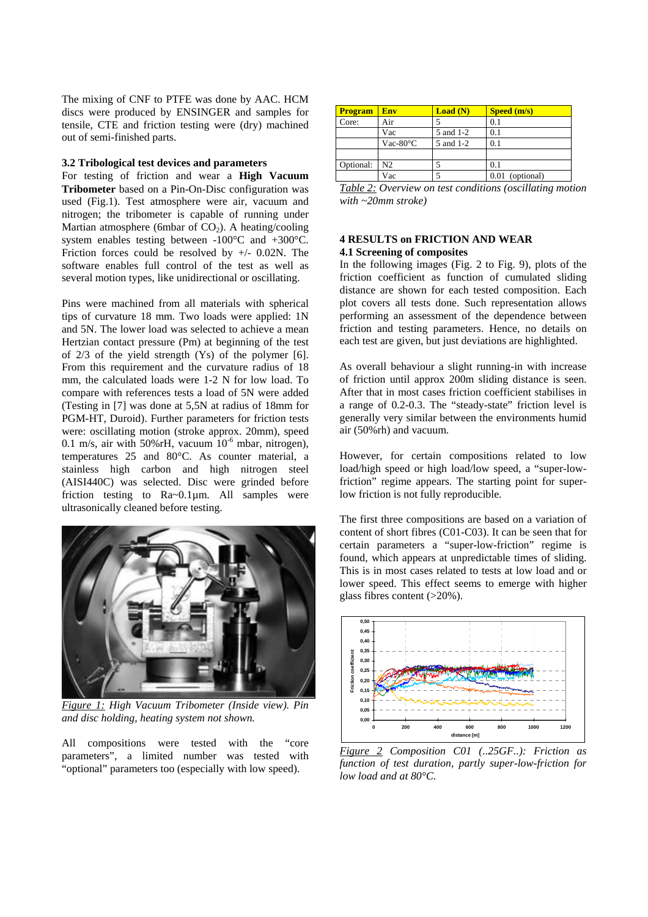The mixing of CNF to PTFE was done by AAC. HCM discs were produced by ENSINGER and samples for tensile, CTE and friction testing were (dry) machined out of semi-finished parts.

### 3.2 Tribological test devices and parameters

For testing of friction and wear a **High Vacuum Tribometer** based on a Pin-On-Disc configuration was used (Fig.1). Test atmosphere were air, vacuum and nitrogen; the tribometer is capable of running under Martian atmosphere (6mbar of $CO_2$). A heating/cooling system enables testing between -100°C and +300°C. Friction forces could be resolved by +/- 0.02N. The software enables full control of the test as well as several motion types, like unidirectional or oscillating.

Pins were machined from all materials with spherical tips of curvature 18 mm. Two loads were applied: 1N and 5N. The lower load was selected to achieve a mean Hertzian contact pressure (Pm) at beginning of the test of 2/3 of the yield strength (Ys) of the polymer [6]. From this requirement and the curvature radius of 18 mm, the calculated loads were 1-2 N for low load. To compare with references tests a load of 5N were added (Testing in [7] was done at 5,5N at radius of 18mm for PGM-HT, Duroid). Further parameters for friction tests were: oscillating motion (stroke approx. 20mm), speed 0.1 m/s, air with 50%rH, vacuum $10^{-6}$ mbar, nitrogen), temperatures 25 and 80°C. As counter material, a stainless high carbon and high nitrogen steel (AISI440C) was selected. Disc were grinded before friction testing to Ra~0.1µm. All samples were ultrasonically cleaned before testing.

*Figure 1: High Vacuum Tribometer (Inside view). Pin and disc holding, heating system not shown.*

All compositions were tested with the "core parameters", a limited number was tested with "optional" parameters too (especially with low speed).

| Program | Env | Load (N) | Speed (m/s) |
|---|---|---|---|
| Core: | Air | 5 | 0.1 |
| | Vac | 5 and 1-2 | 0.1 |
| | Vac-80°C | 5 and 1-2 | 0.1 |
| | | | |
| Optional: | N2 | 5 | 0.1 |
| | Vac | 5 | 0.01 (optional) |

*Table 2: Overview on test conditions (oscillating motion with ~20mm stroke)*

## 4 RESULTS on FRICTION AND WEAR

### 4.1 Screening of composites

In the following images (Fig. 2 to Fig. 9), plots of the friction coefficient as function of cumulated sliding distance are shown for each tested composition. Each plot covers all tests done. Such representation allows performing an assessment of the dependence between friction and testing parameters. Hence, no details on each test are given, but just deviations are highlighted.

As overall behaviour a slight running-in with increase of friction until approx 200m sliding distance is seen. After that in most cases friction coefficient stabilises in a range of 0.2-0.3. The "steady-state" friction level is generally very similar between the environments humid air (50%rh) and vacuum.

However, for certain compositions related to low load/high speed or high load/low speed, a "super-low-friction" regime appears. The starting point for super-low friction is not fully reproducible.

The first three compositions are based on a variation of content of short fibres (C01-C03). It can be seen that for certain parameters a "super-low-friction" regime is found, which appears at unpredictable times of sliding. This is in most cases related to tests at low load and or lower speed. This effect seems to emerge with higher glass fibres content (>20%).

*Figure 2 Composition C01 (..25GF..): Friction as function of test duration, partly super-low-friction for low load and at 80°C.*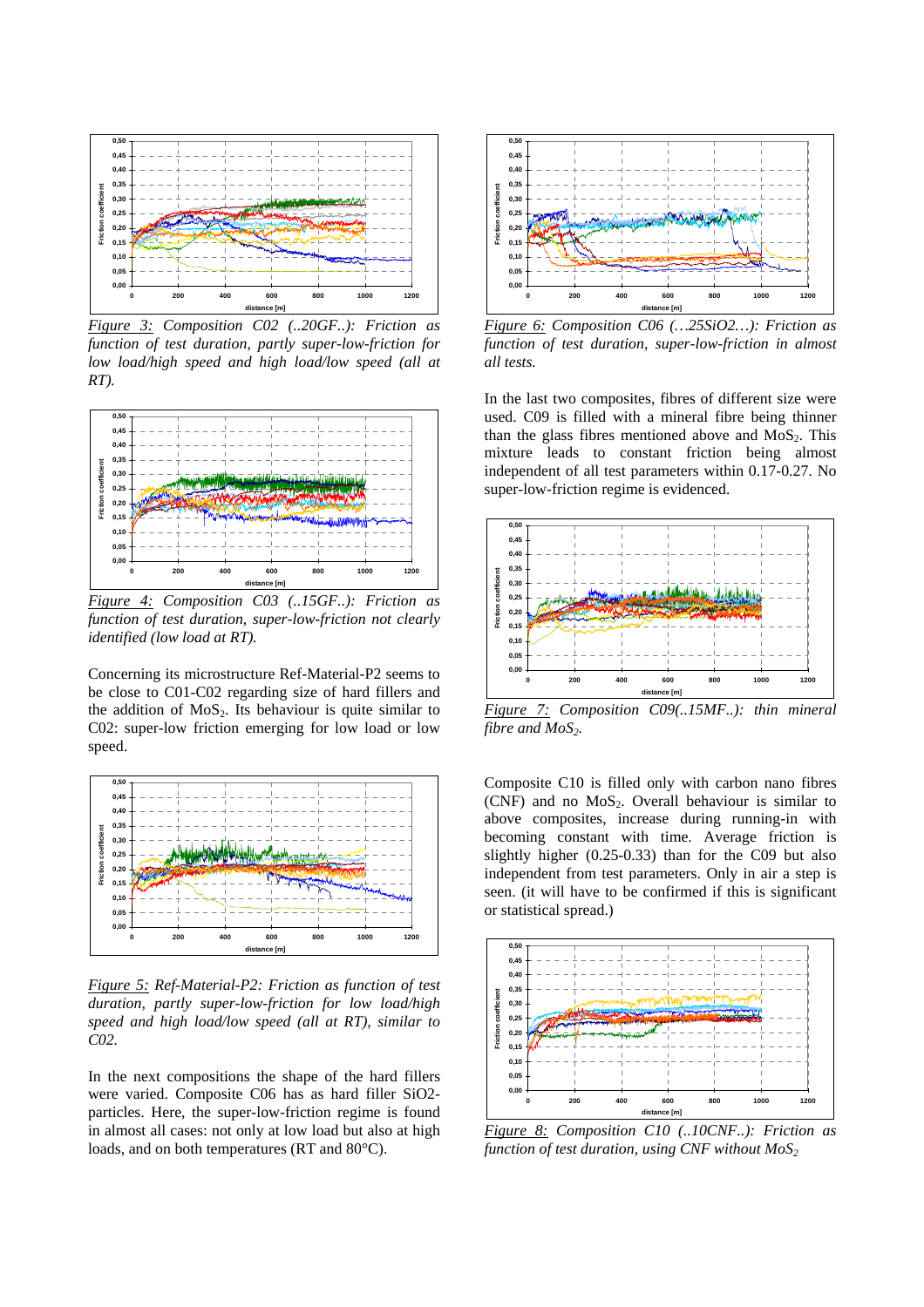*Figure 3: Composition C02 (..20GF..): Friction as function of test duration, partly super-low-friction for low load/high speed and high load/low speed (all at RT).*

*Figure 4: Composition C03 (..15GF..): Friction as function of test duration, super-low-friction not clearly identified (low load at RT).*

Concerning its microstructure Ref-Material-P2 seems to be close to C01-C02 regarding size of hard fillers and the addition of $MoS_2$. Its behaviour is quite similar to C02: super-low friction emerging for low load or low speed.

*Figure 5: Ref-Material-P2: Friction as function of test duration, partly super-low-friction for low load/high speed and high load/low speed (all at RT), similar to C02.*

In the next compositions the shape of the hard fillers were varied. Composite C06 has as hard filler SiO2-particles. Here, the super-low-friction regime is found in almost all cases: not only at low load but also at high loads, and on both temperatures (RT and 80°C).

*Figure 6: Composition C06 (…25SiO2…): Friction as function of test duration, super-low-friction in almost all tests.*

In the last two composites, fibres of different size were used. C09 is filled with a mineral fibre being thinner than the glass fibres mentioned above and $MoS_2$. This mixture leads to constant friction being almost independent of all test parameters within 0.17-0.27. No super-low-friction regime is evidenced.

*Figure 7: Composition C09(..15MF..): thin mineral fibre and $MoS_2$.*

Composite C10 is filled only with carbon nano fibres (CNF) and no $MoS_2$. Overall behaviour is similar to above composites, increase during running-in with becoming constant with time. Average friction is slightly higher (0.25-0.33) than for the C09 but also independent from test parameters. Only in air a step is seen. (it will have to be confirmed if this is significant or statistical spread.)

*Figure 8: Composition C10 (..10CNF..): Friction as function of test duration, using CNF without $MoS_2$*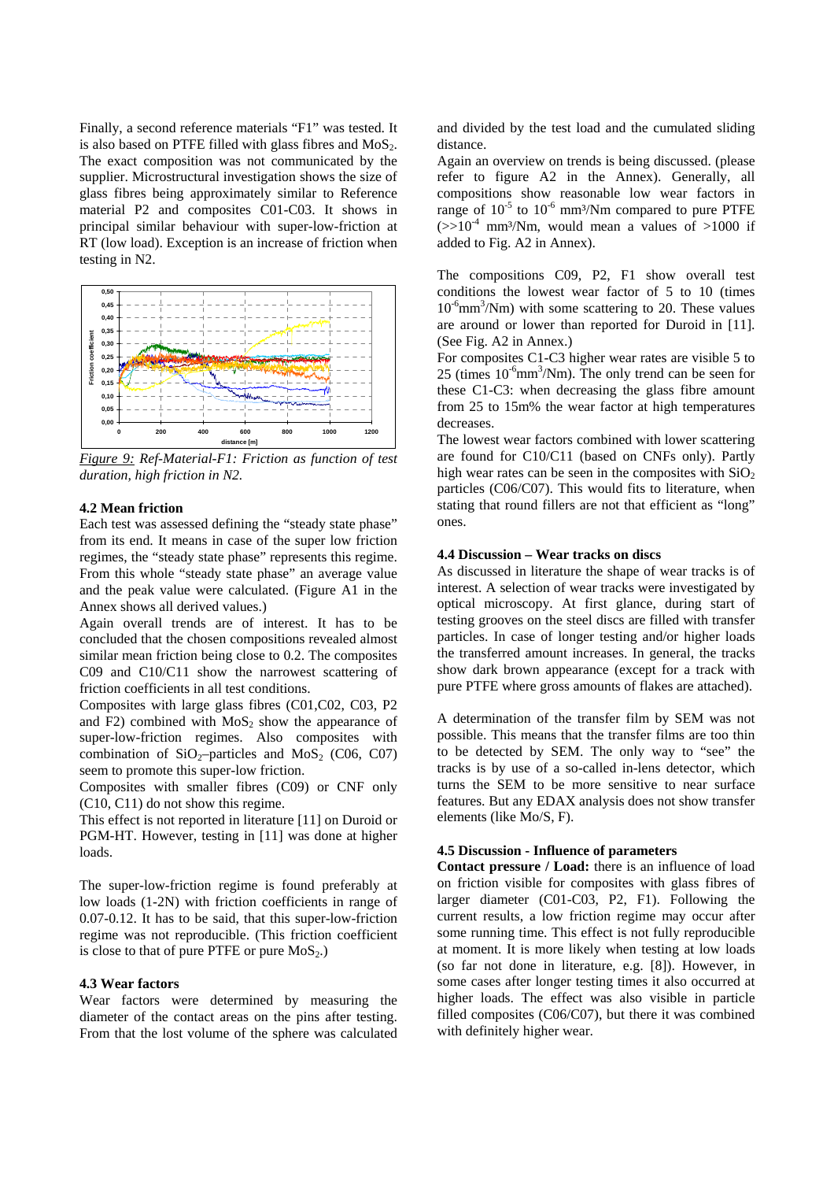Finally, a second reference materials "F1" was tested. It is also based on PTFE filled with glass fibres and $MoS_2$. The exact composition was not communicated by the supplier. Microstructural investigation shows the size of glass fibres being approximately similar to Reference material P2 and composites C01-C03. It shows in principal similar behaviour with super-low-friction at RT (low load). Exception is an increase of friction when testing in N2.

*Figure 9: Ref-Material-F1: Friction as function of test duration, high friction in N2.*

### 4.2 Mean friction

Each test was assessed defining the "steady state phase" from its end. It means in case of the super low friction regimes, the "steady state phase" represents this regime. From this whole "steady state phase" an average value and the peak value were calculated. (Figure A1 in the Annex shows all derived values.)

Again overall trends are of interest. It has to be concluded that the chosen compositions revealed almost similar mean friction being close to 0.2. The composites C09 and C10/C11 show the narrowest scattering of friction coefficients in all test conditions.

Composites with large glass fibres (C01,C02, C03, P2 and F2) combined with $MoS_2$ show the appearance of super-low-friction regimes. Also composites with combination of $SiO_2$–particles and $MoS_2$ (C06, C07) seem to promote this super-low friction.

Composites with smaller fibres (C09) or CNF only (C10, C11) do not show this regime.

This effect is not reported in literature [11] on Duroid or PGM-HT. However, testing in [11] was done at higher loads.

The super-low-friction regime is found preferably at low loads (1-2N) with friction coefficients in range of 0.07-0.12. It has to be said, that this super-low-friction regime was not reproducible. (This friction coefficient is close to that of pure PTFE or pure $MoS_2$.)

### 4.3 Wear factors

Wear factors were determined by measuring the diameter of the contact areas on the pins after testing. From that the lost volume of the sphere was calculated and divided by the test load and the cumulated sliding distance.

Again an overview on trends is being discussed. (please refer to figure A2 in the Annex). Generally, all compositions show reasonable low wear factors in range of $10^{-5}$ to $10^{-6}$ mm³/Nm compared to pure PTFE ($>>10^{-4}$ mm³/Nm, would mean a values of >1000 if added to Fig. A2 in Annex).

The compositions C09, P2, F1 show overall test conditions the lowest wear factor of 5 to 10 (times $10^{-6}$mm$^3$/Nm) with some scattering to 20. These values are around or lower than reported for Duroid in [11]. (See Fig. A2 in Annex.)

For composites C1-C3 higher wear rates are visible 5 to 25 (times $10^{-6}$mm$^3$/Nm). The only trend can be seen for these C1-C3: when decreasing the glass fibre amount from 25 to 15m% the wear factor at high temperatures decreases.

The lowest wear factors combined with lower scattering are found for C10/C11 (based on CNFs only). Partly high wear rates can be seen in the composites with $SiO_2$ particles (C06/C07). This would fits to literature, when stating that round fillers are not that efficient as "long" ones.

### 4.4 Discussion – Wear tracks on discs

As discussed in literature the shape of wear tracks is of interest. A selection of wear tracks were investigated by optical microscopy. At first glance, during start of testing grooves on the steel discs are filled with transfer particles. In case of longer testing and/or higher loads the transferred amount increases. In general, the tracks show dark brown appearance (except for a track with pure PTFE where gross amounts of flakes are attached).

A determination of the transfer film by SEM was not possible. This means that the transfer films are too thin to be detected by SEM. The only way to "see" the tracks is by use of a so-called in-lens detector, which turns the SEM to be more sensitive to near surface features. But any EDAX analysis does not show transfer elements (like Mo/S, F).

### 4.5 Discussion - Influence of parameters

**Contact pressure / Load:** there is an influence of load on friction visible for composites with glass fibres of larger diameter (C01-C03, P2, F1). Following the current results, a low friction regime may occur after some running time. This effect is not fully reproducible at moment. It is more likely when testing at low loads (so far not done in literature, e.g. [8]). However, in some cases after longer testing times it also occurred at higher loads. The effect was also visible in particle filled composites (C06/C07), but there it was combined with definitely higher wear.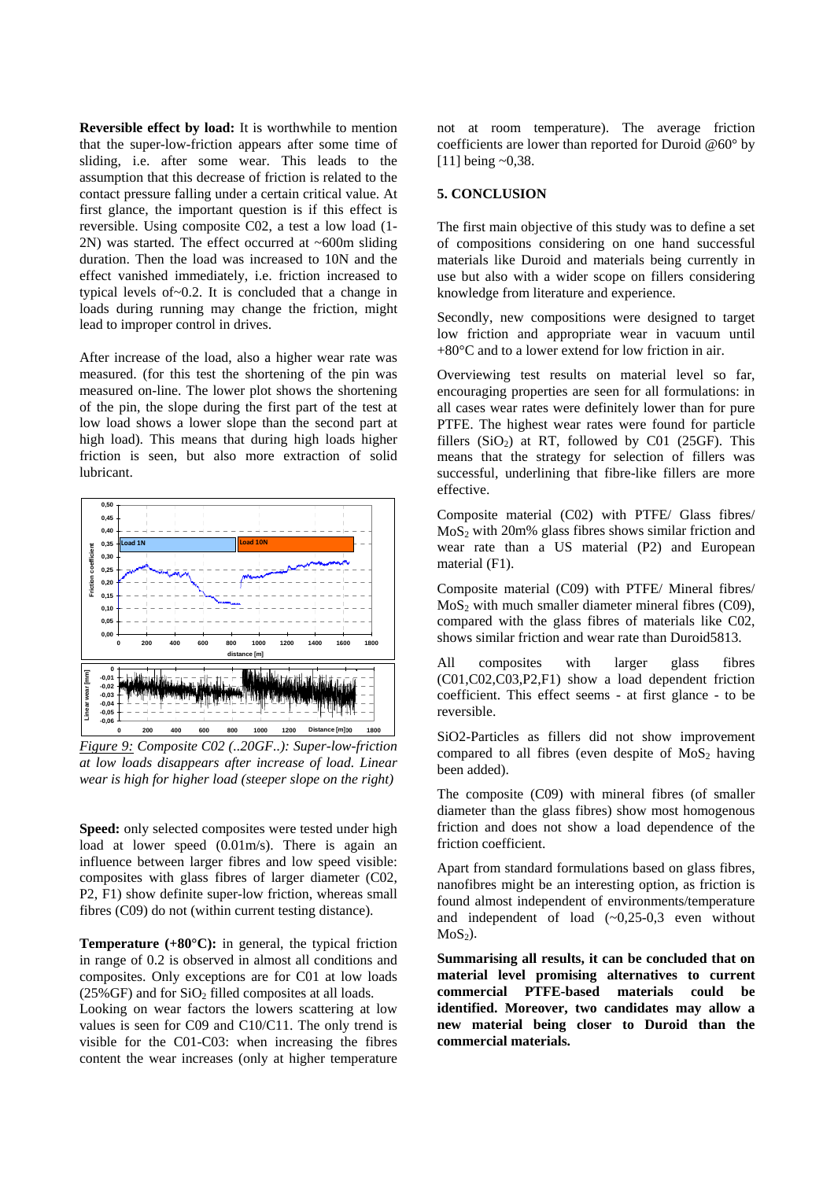**Reversible effect by load:** It is worthwhile to mention that the super-low-friction appears after some time of sliding, i.e. after some wear. This leads to the assumption that this decrease of friction is related to the contact pressure falling under a certain critical value. At first glance, the important question is if this effect is reversible. Using composite C02, a test a low load (1-2N) was started. The effect occurred at ~600m sliding duration. Then the load was increased to 10N and the effect vanished immediately, i.e. friction increased to typical levels of~0.2. It is concluded that a change in loads during running may change the friction, might lead to improper control in drives.

After increase of the load, also a higher wear rate was measured. (for this test the shortening of the pin was measured on-line. The lower plot shows the shortening of the pin, the slope during the first part of the test at low load shows a lower slope than the second part at high load). This means that during high loads higher friction is seen, but also more extraction of solid lubricant.

*Figure 9: Composite C02 (..20GF..): Super-low-friction at low loads disappears after increase of load. Linear wear is high for higher load (steeper slope on the right)*

**Speed:** only selected composites were tested under high load at lower speed (0.01m/s). There is again an influence between larger fibres and low speed visible: composites with glass fibres of larger diameter (C02, P2, F1) show definite super-low friction, whereas small fibres (C09) do not (within current testing distance).

**Temperature (+80°C):** in general, the typical friction in range of 0.2 is observed in almost all conditions and composites. Only exceptions are for C01 at low loads (25%GF) and for $SiO_2$ filled composites at all loads.
Looking on wear factors the lowers scattering at low values is seen for C09 and C10/C11. The only trend is visible for the C01-C03: when increasing the fibres content the wear increases (only at higher temperature not at room temperature). The average friction coefficients are lower than reported for Duroid @60° by [11] being ~0,38.

## 5. CONCLUSION

The first main objective of this study was to define a set of compositions considering on one hand successful materials like Duroid and materials being currently in use but also with a wider scope on fillers considering knowledge from literature and experience.

Secondly, new compositions were designed to target low friction and appropriate wear in vacuum until +80°C and to a lower extend for low friction in air.

Overviewing test results on material level so far, encouraging properties are seen for all formulations: in all cases wear rates were definitely lower than for pure PTFE. The highest wear rates were found for particle fillers ($SiO_2$) at RT, followed by C01 (25GF). This means that the strategy for selection of fillers was successful, underlining that fibre-like fillers are more effective.

Composite material (C02) with PTFE/ Glass fibres/ $MoS_2$ with 20m% glass fibres shows similar friction and wear rate than a US material (P2) and European material (F1).

Composite material (C09) with PTFE/ Mineral fibres/ $MoS_2$ with much smaller diameter mineral fibres (C09), compared with the glass fibres of materials like C02, shows similar friction and wear rate than Duroid5813.

All composites with larger glass fibres (C01,C02,C03,P2,F1) show a load dependent friction coefficient. This effect seems - at first glance - to be reversible.

SiO2-Particles as fillers did not show improvement compared to all fibres (even despite of $MoS_2$ having been added).

The composite (C09) with mineral fibres (of smaller diameter than the glass fibres) show most homogenous friction and does not show a load dependence of the friction coefficient.

Apart from standard formulations based on glass fibres, nanofibres might be an interesting option, as friction is found almost independent of environments/temperature and independent of load (~0,25-0,3 even without $MoS_2$).

**Summarising all results, it can be concluded that on material level promising alternatives to current commercial PTFE-based materials could be identified. Moreover, two candidates may allow a new material being closer to Duroid than the commercial materials.**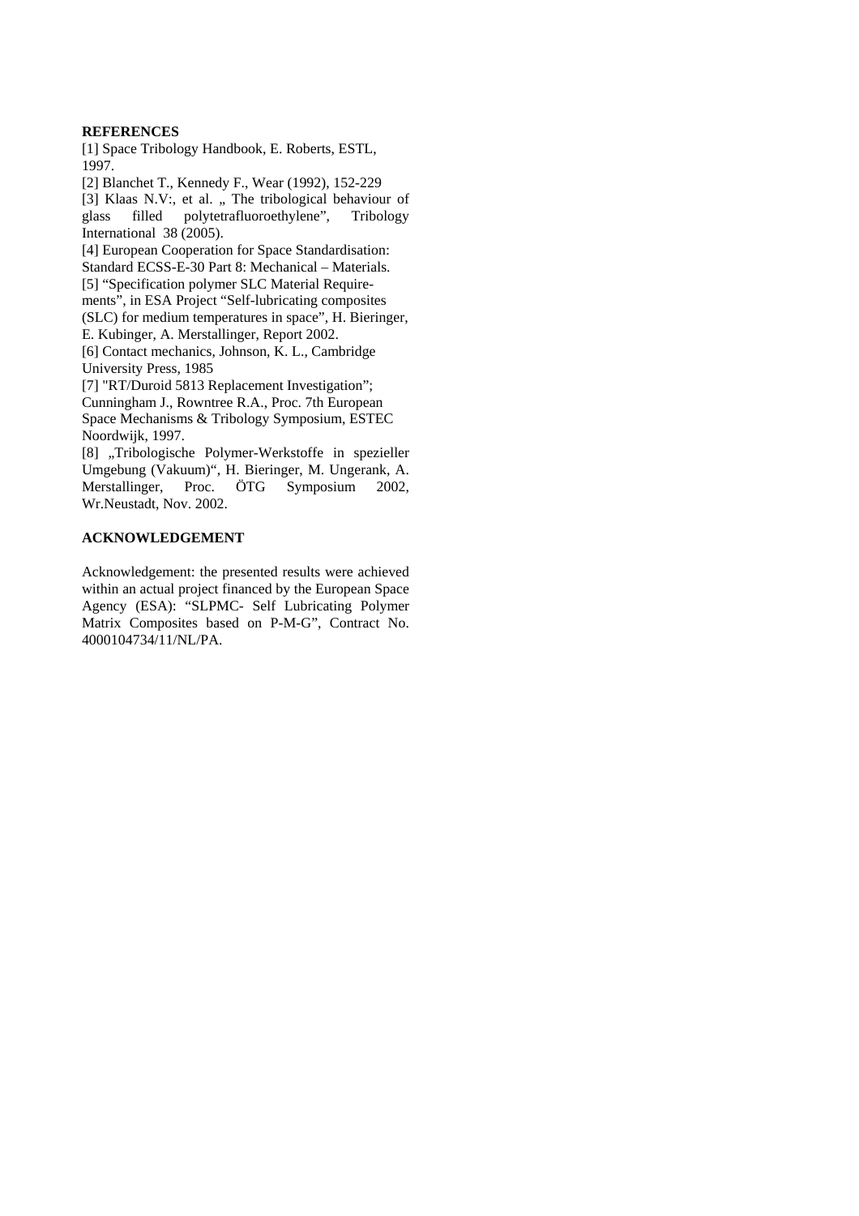## REFERENCES

[1] Space Tribology Handbook, E. Roberts, ESTL, 1997.

[2] Blanchet T., Kennedy F., Wear (1992), 152-229

[3] Klaas N.V:, et al. „ The tribological behaviour of glass filled polytetrafluoroethylene", Tribology International 38 (2005).

[4] European Cooperation for Space Standardisation: Standard ECSS-E-30 Part 8: Mechanical – Materials.

[5] "Specification polymer SLC Material Requirements", in ESA Project "Self-lubricating composites (SLC) for medium temperatures in space", H. Bieringer, E. Kubinger, A. Merstallinger, Report 2002.

[6] Contact mechanics, Johnson, K. L., Cambridge University Press, 1985

[7] "RT/Duroid 5813 Replacement Investigation"; Cunningham J., Rowntree R.A., Proc. 7th European Space Mechanisms & Tribology Symposium, ESTEC Noordwijk, 1997.

[8] „Tribologische Polymer-Werkstoffe in spezieller Umgebung (Vakuum)", H. Bieringer, M. Ungerank, A. Merstallinger, Proc. ÖTG Symposium 2002, Wr.Neustadt, Nov. 2002.

## ACKNOWLEDGEMENT

Acknowledgement: the presented results were achieved within an actual project financed by the European Space Agency (ESA): "SLPMC- Self Lubricating Polymer Matrix Composites based on P-M-G", Contract No. 4000104734/11/NL/PA.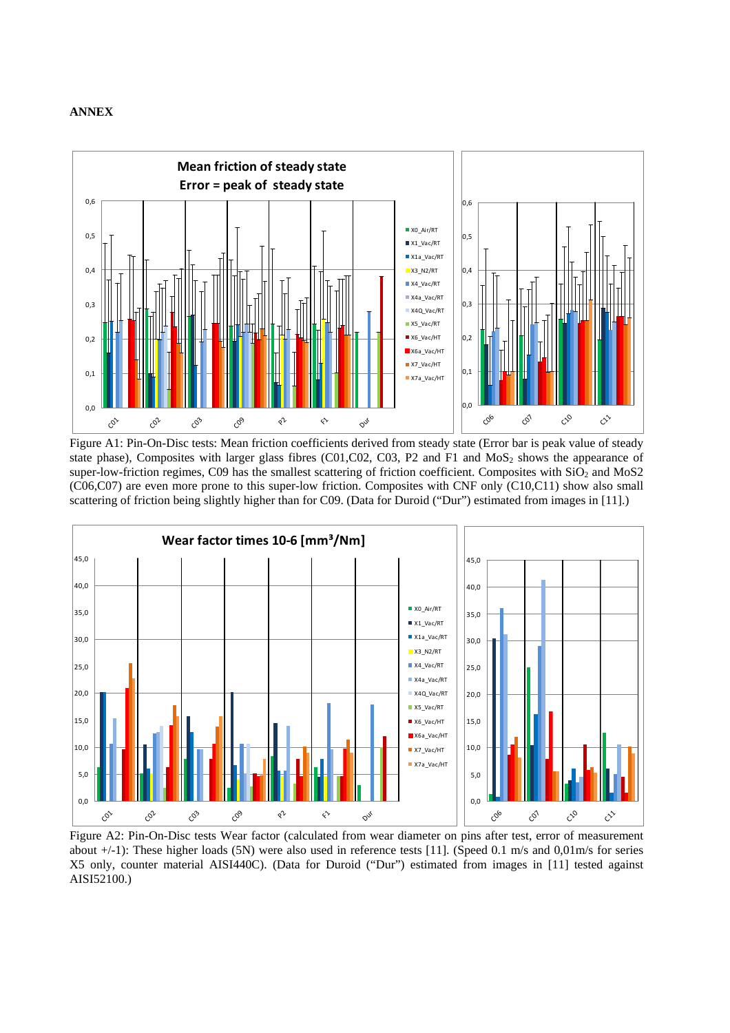**ANNEX**

Mean friction of steady state

Error = peak of steady state

0,6
0,5
0,4
0,3
0,2
0,1
0,0

C01 C02 C03 C09 P2 F1 Dur

C06 C07 C10 C11

X0_Air/RT
X1_Vac/RT
X1a_Vac/RT
X3_N2/RT
X4_Vac/RT
X4a_Vac/RT
X4Q_Vac/RT
X5_Vac/RT
X6_Vac/HT
X6a_Vac/HT
X7_Vac/HT
X7a_Vac/HT

Figure A1: Pin-On-Disc tests: Mean friction coefficients derived from steady state (Error bar is peak value of steady state phase), Composites with larger glass fibres (C01,C02, C03, P2 and F1 and $MoS_2$ shows the appearance of super-low-friction regimes, C09 has the smallest scattering of friction coefficient. Composites with $SiO_2$ and MoS2 (C06,C07) are even more prone to this super-low friction. Composites with CNF only (C10,C11) show also small scattering of friction being slightly higher than for C09. (Data for Duroid ("Dur") estimated from images in [11].)

Wear factor times 10-6 [mm³/Nm]

45,0
40,0
35,0
30,0
25,0
20,0
15,0
10,0
5,0
0,0

C01 C02 C03 C09 P2 F1 Dur

C06 C07 C10 C11

X0_Air/RT
X1_Vac/RT
X1a_Vac/RT
X3_N2/RT
X4_Vac/RT
X4a_Vac/RT
X4Q_Vac/RT
X5_Vac/RT
X6_Vac/HT
X6a_Vac/HT
X7_Vac/HT
X7a_Vac/HT

Figure A2: Pin-On-Disc tests Wear factor (calculated from wear diameter on pins after test, error of measurement about +/-1): These higher loads (5N) were also used in reference tests [11]. (Speed 0.1 m/s and 0,01m/s for series X5 only, counter material AISI440C). (Data for Duroid ("Dur") estimated from images in [11] tested against AISI52100.)